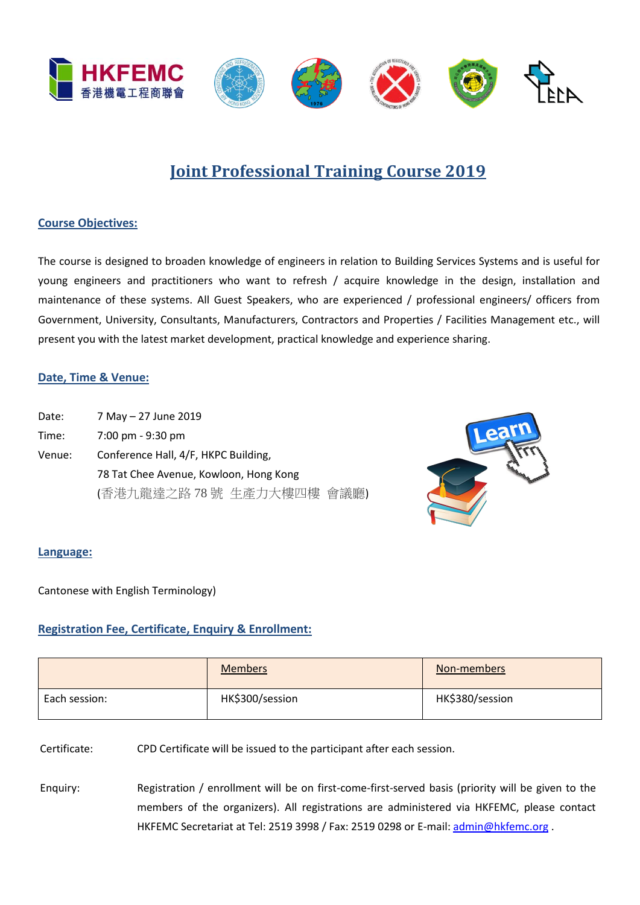# Joint Professional Training Course 2019

## Course Objectives:

The course is designed to broaden knowledge of engineers in relation to Building Services Systems and is useful for young engineers and practitioners who want to refresh / acquire knowledge in the design, installation and maintenance of these systems. All Guest Speakers, who are experienced / professional engineers/ officers from Government, University, Consultants, Manufacturers, Contractors and Properties / Facilities Management etc., will present you with the latest market development, practical knowledge and experience sharing.

## Date, Time & Venue:

Date: 7 May – 27 June 2019

Time: 7:00 pm - 9:30 pm

Venue: Conference Hall, 4/F, HKPC Building,
78 Tat Chee Avenue, Kowloon, Hong Kong
(香港九龍達之路 78 號 生產力大樓四樓 會議廳)

## Language:

Cantonese with English Terminology)

## Registration Fee, Certificate, Enquiry & Enrollment:

| | Members | Non-members |
|---|---|---|
| Each session: | HK$300/session | HK$380/session |

Certificate: CPD Certificate will be issued to the participant after each session.

Enquiry: Registration / enrollment will be on first-come-first-served basis (priority will be given to the members of the organizers). All registrations are administered via HKFEMC, please contact HKFEMC Secretariat at Tel: 2519 3998 / Fax: 2519 0298 or E-mail: admin@hkfemc.org .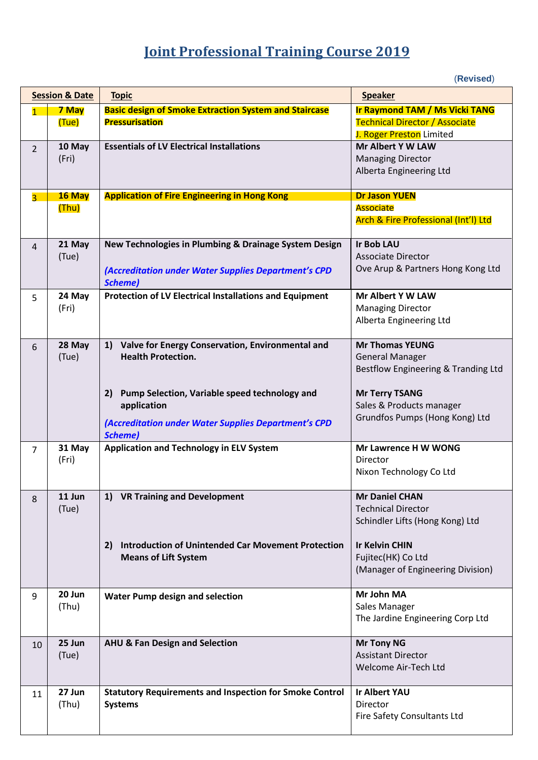# Joint Professional Training Course 2019

(Revised)

| Session & Date | | Topic | Speaker |
|---|---|---|---|
| 1 | 7 May (Tue) | **Basic design of Smoke Extraction System and Staircase Pressurisation** | **Ir Raymond TAM / Ms Vicki TANG**<br>Technical Director / Associate<br>J. Roger Preston Limited |
| 2 | 10 May (Fri) | **Essentials of LV Electrical Installations** | **Mr Albert Y W LAW**<br>Managing Director<br>Alberta Engineering Ltd |
| 3 | 16 May (Thu) | **Application of Fire Engineering in Hong Kong** | **Dr Jason YUEN**<br>Associate<br>Arch & Fire Professional (Int'l) Ltd |
| 4 | 21 May (Tue) | **New Technologies in Plumbing & Drainage System Design**<br><br>***(Accreditation under Water Supplies Department's CPD Scheme)*** | **Ir Bob LAU**<br>Associate Director<br>Ove Arup & Partners Hong Kong Ltd |
| 5 | 24 May (Fri) | **Protection of LV Electrical Installations and Equipment** | **Mr Albert Y W LAW**<br>Managing Director<br>Alberta Engineering Ltd |
| 6 | 28 May (Tue) | **1) Valve for Energy Conservation, Environmental and Health Protection.**<br><br>**2) Pump Selection, Variable speed technology and application**<br><br>***(Accreditation under Water Supplies Department's CPD Scheme)*** | **Mr Thomas YEUNG**<br>General Manager<br>Bestflow Engineering & Tranding Ltd<br><br>**Mr Terry TSANG**<br>Sales & Products manager<br>Grundfos Pumps (Hong Kong) Ltd |
| 7 | 31 May (Fri) | **Application and Technology in ELV System** | **Mr Lawrence H W WONG**<br>Director<br>Nixon Technology Co Ltd |
| 8 | 11 Jun (Tue) | **1) VR Training and Development**<br><br>**2) Introduction of Unintended Car Movement Protection Means of Lift System** | **Mr Daniel CHAN**<br>Technical Director<br>Schindler Lifts (Hong Kong) Ltd<br><br>**Ir Kelvin CHIN**<br>Fujitec(HK) Co Ltd<br>(Manager of Engineering Division) |
| 9 | 20 Jun (Thu) | **Water Pump design and selection** | **Mr John MA**<br>Sales Manager<br>The Jardine Engineering Corp Ltd |
| 10 | 25 Jun (Tue) | **AHU & Fan Design and Selection** | **Mr Tony NG**<br>Assistant Director<br>Welcome Air-Tech Ltd |
| 11 | 27 Jun (Thu) | **Statutory Requirements and Inspection for Smoke Control Systems** | **Ir Albert YAU**<br>Director<br>Fire Safety Consultants Ltd |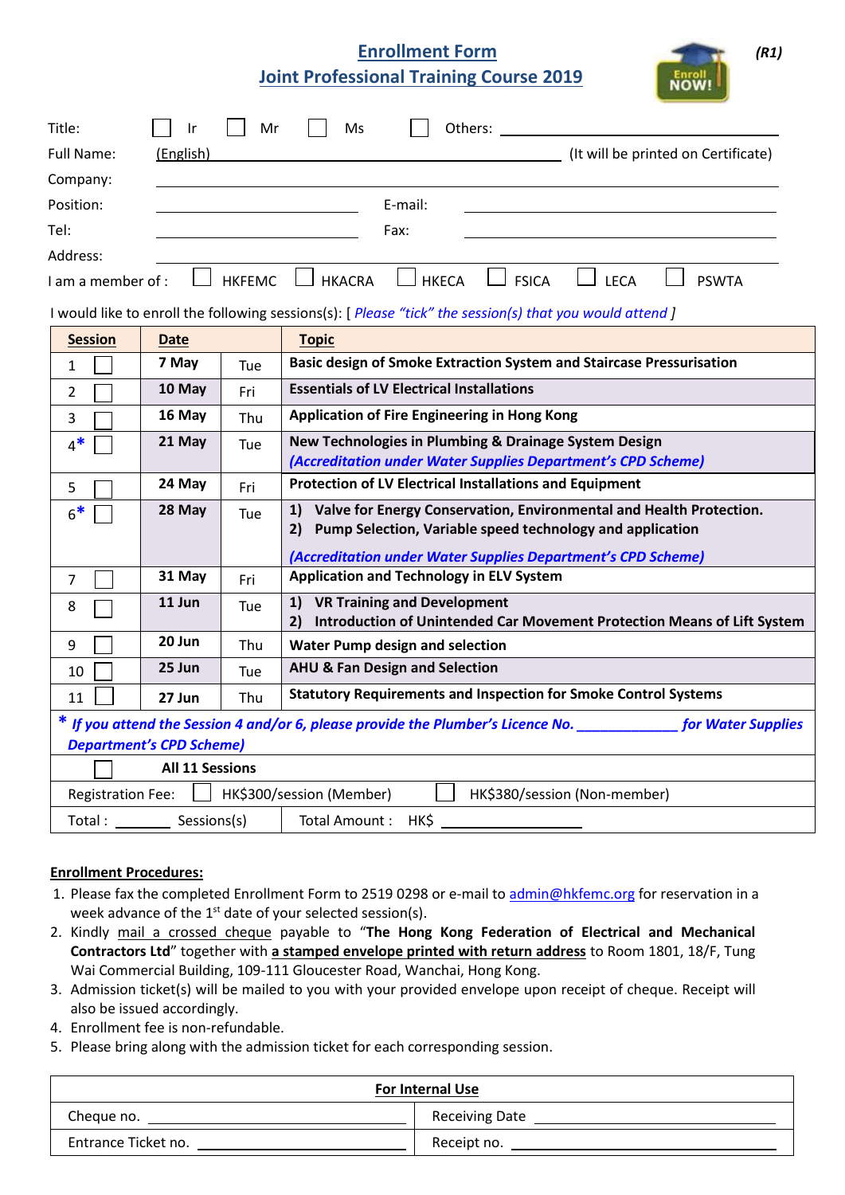# Enrollment Form

## Joint Professional Training Course 2019

*(R1)*

Title: ☐ Ir ☐ Mr ☐ Ms ☐ Others: ____________________

Full Name: (English) ________________________________ (It will be printed on Certificate)

Company: ________________________________

Position: ____________________ E-mail: ____________________

Tel: ____________________ Fax: ____________________

Address: ________________________________

I am a member of : ☐ HKFEMC ☐ HKACRA ☐ HKECA ☐ FSICA ☐ LECA ☐ PSWTA

I would like to enroll the following sessions(s): [ *Please "tick" the session(s) that you would attend* ]

| Session | Date | | Topic |
|---|---|---|---|
| 1 ☐ | **7 May** | Tue | **Basic design of Smoke Extraction System and Staircase Pressurisation** |
| 2 ☐ | **10 May** | Fri | **Essentials of LV Electrical Installations** |
| 3 ☐ | **16 May** | Thu | **Application of Fire Engineering in Hong Kong** |
| 4* ☐ | **21 May** | Tue | **New Technologies in Plumbing & Drainage System Design** ***(Accreditation under Water Supplies Department's CPD Scheme)*** |
| 5 ☐ | **24 May** | Fri | **Protection of LV Electrical Installations and Equipment** |
| 6* ☐ | **28 May** | Tue | **1) Valve for Energy Conservation, Environmental and Health Protection.** **2) Pump Selection, Variable speed technology and application** ***(Accreditation under Water Supplies Department's CPD Scheme)*** |
| 7 ☐ | **31 May** | Fri | **Application and Technology in ELV System** |
| 8 ☐ | **11 Jun** | Tue | **1) VR Training and Development** **2) Introduction of Unintended Car Movement Protection Means of Lift System** |
| 9 ☐ | **20 Jun** | Thu | **Water Pump design and selection** |
| 10 ☐ | **25 Jun** | Tue | **AHU & Fan Design and Selection** |
| 11 ☐ | **27 Jun** | Thu | **Statutory Requirements and Inspection for Smoke Control Systems** |
| ***\* If you attend the Session 4 and/or 6, please provide the Plumber's Licence No. ____________ for Water Supplies Department's CPD Scheme)*** | | | |
| ☐ **All 11 Sessions** | | | |
| Registration Fee: ☐ HK$300/session (Member) ☐ HK$380/session (Non-member) | | | |
| Total : _______ Sessions(s) | | | Total Amount : HK$ ____________ |

**Enrollment Procedures:**

1. Please fax the completed Enrollment Form to 2519 0298 or e-mail to admin@hkfemc.org for reservation in a week advance of the 1st date of your selected session(s).
2. Kindly mail a crossed cheque payable to "**The Hong Kong Federation of Electrical and Mechanical Contractors Ltd**" together with **a stamped envelope printed with return address** to Room 1801, 18/F, Tung Wai Commercial Building, 109-111 Gloucester Road, Wanchai, Hong Kong.
3. Admission ticket(s) will be mailed to you with your provided envelope upon receipt of cheque. Receipt will also be issued accordingly.
4. Enrollment fee is non-refundable.
5. Please bring along with the admission ticket for each corresponding session.

| For Internal Use | |
|---|---|
| Cheque no. ____________ | Receiving Date ____________ |
| Entrance Ticket no. ____________ | Receipt no. ____________ |